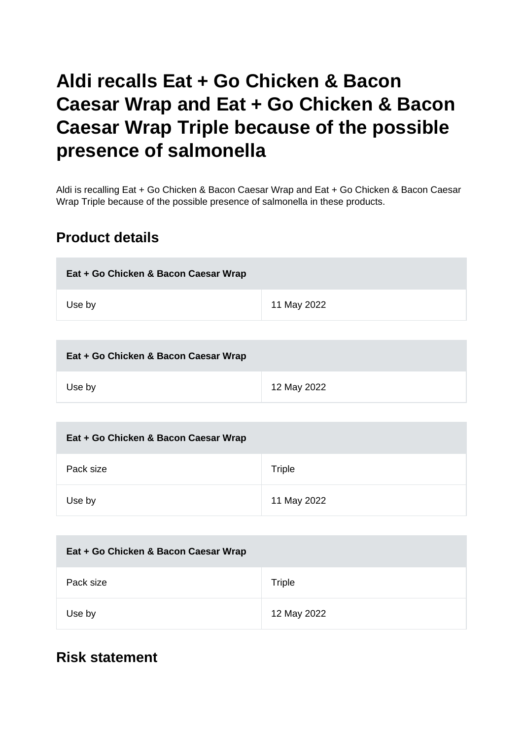# Aldi recalls Eat + Go Chicken & Bacon Caesar Wrap and Eat + Go Chicken & Bacon Caesar Wrap Triple because of the possible presence of salmonella

Aldi is recalling Eat + Go Chicken & Bacon Caesar Wrap and Eat + Go Chicken & Bacon Caesar Wrap Triple because of the possible presence of salmonella in these products.

## Product details

| Eat + Go Chicken & Bacon Caesar Wrap | |
|---|---|
| Use by | 11 May 2022 |

| Eat + Go Chicken & Bacon Caesar Wrap | |
|---|---|
| Use by | 12 May 2022 |

| Eat + Go Chicken & Bacon Caesar Wrap | |
|---|---|
| Pack size | Triple |
| Use by | 11 May 2022 |

| Eat + Go Chicken & Bacon Caesar Wrap | |
|---|---|
| Pack size | Triple |
| Use by | 12 May 2022 |

## Risk statement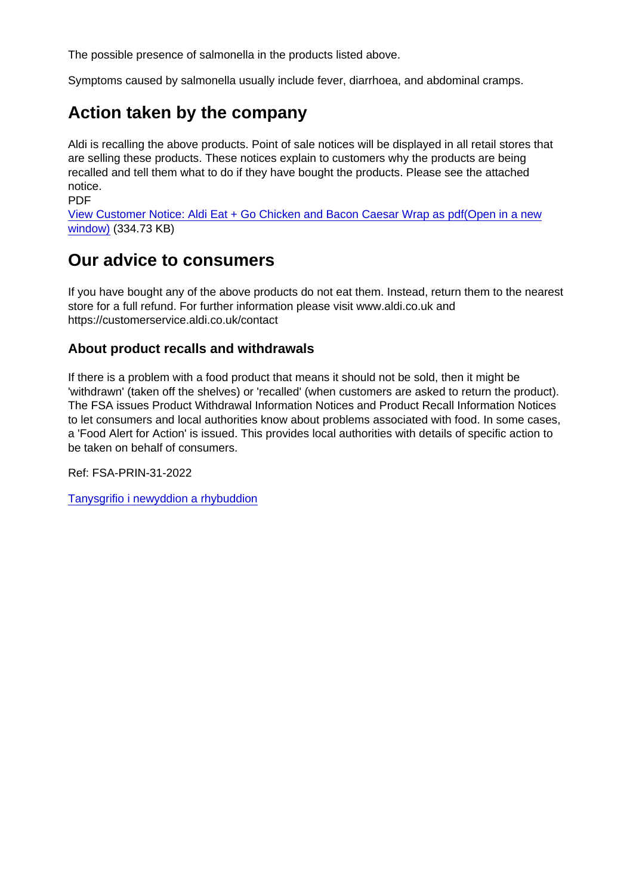The possible presence of salmonella in the products listed above.

Symptoms caused by salmonella usually include fever, diarrhoea, and abdominal cramps.

## Action taken by the company

Aldi is recalling the above products. Point of sale notices will be displayed in all retail stores that are selling these products. These notices explain to customers why the products are being recalled and tell them what to do if they have bought the products. Please see the attached notice.

PDF

[View Customer Notice: Aldi Eat + Go Chicken and Bacon Caesar Wrap as pdf(Open in a new window)](#) (334.73 KB)

## Our advice to consumers

If you have bought any of the above products do not eat them. Instead, return them to the nearest store for a full refund. For further information please visit www.aldi.co.uk and https://customerservice.aldi.co.uk/contact

### About product recalls and withdrawals

If there is a problem with a food product that means it should not be sold, then it might be 'withdrawn' (taken off the shelves) or 'recalled' (when customers are asked to return the product). The FSA issues Product Withdrawal Information Notices and Product Recall Information Notices to let consumers and local authorities know about problems associated with food. In some cases, a 'Food Alert for Action' is issued. This provides local authorities with details of specific action to be taken on behalf of consumers.

Ref: FSA-PRIN-31-2022

[Tanysgrifio i newyddion a rhybuddion](#)